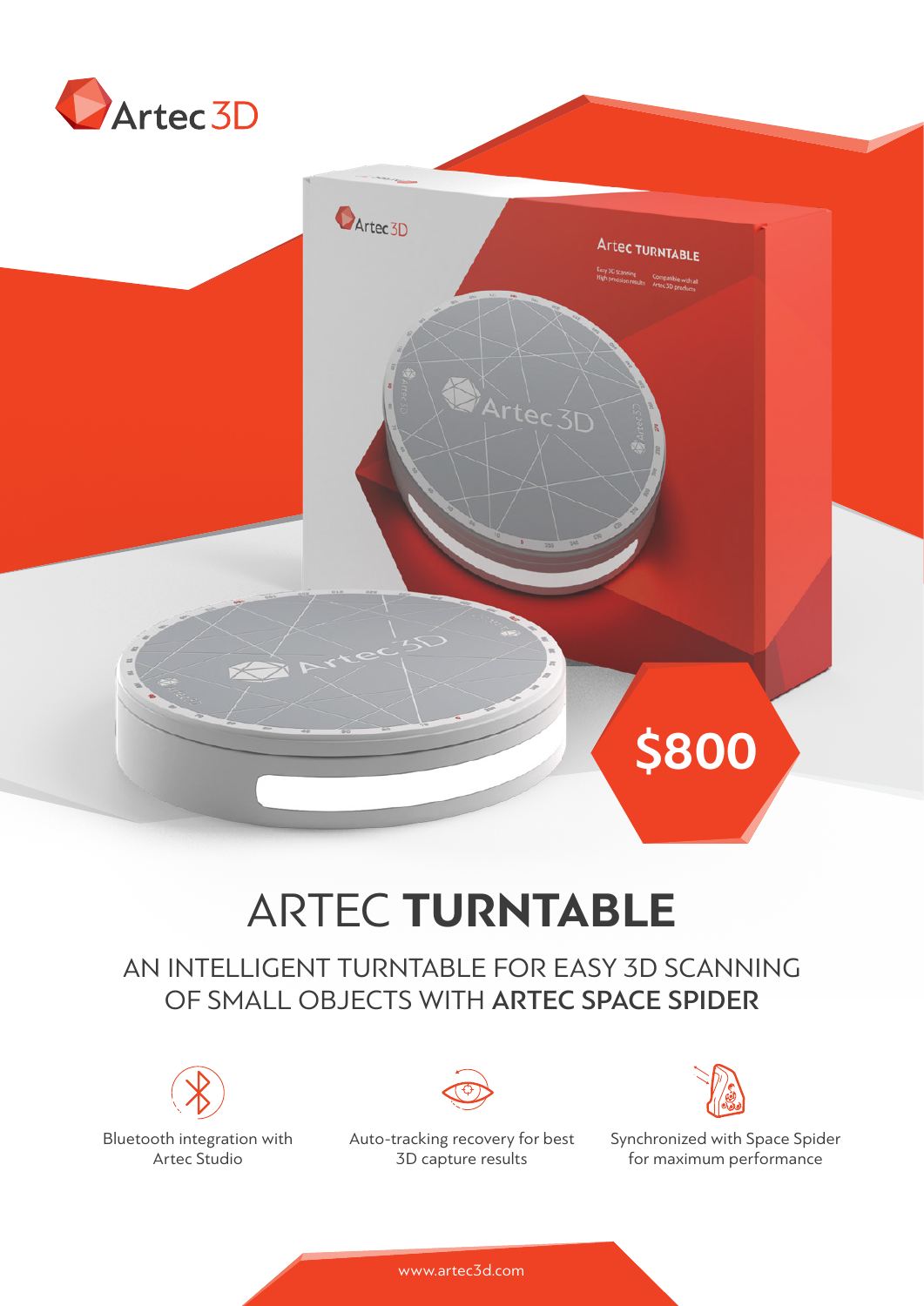Artec 3D

$800

# ARTEC **TURNTABLE**

## AN INTELLIGENT TURNTABLE FOR EASY 3D SCANNING OF SMALL OBJECTS WITH **ARTEC SPACE SPIDER**

Bluetooth integration with Artec Studio

Auto-tracking recovery for best 3D capture results

Synchronized with Space Spider for maximum performance

www.artec3d.com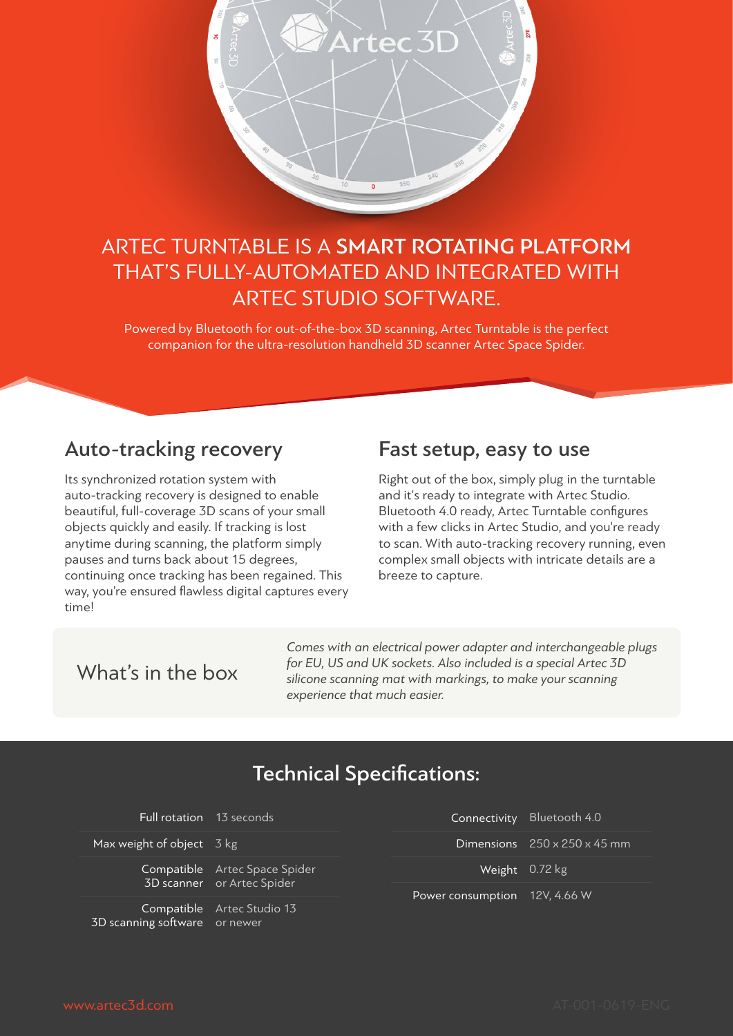# ARTEC TURNTABLE IS A **SMART ROTATING PLATFORM** THAT'S FULLY-AUTOMATED AND INTEGRATED WITH ARTEC STUDIO SOFTWARE.

Powered by Bluetooth for out-of-the-box 3D scanning, Artec Turntable is the perfect companion for the ultra-resolution handheld 3D scanner Artec Space Spider.

## Auto-tracking recovery

Its synchronized rotation system with auto-tracking recovery is designed to enable beautiful, full-coverage 3D scans of your small objects quickly and easily. If tracking is lost anytime during scanning, the platform simply pauses and turns back about 15 degrees, continuing once tracking has been regained. This way, you're ensured flawless digital captures every time!

## Fast setup, easy to use

Right out of the box, simply plug in the turntable and it's ready to integrate with Artec Studio. Bluetooth 4.0 ready, Artec Turntable configures with a few clicks in Artec Studio, and you're ready to scan. With auto-tracking recovery running, even complex small objects with intricate details are a breeze to capture.

## What's in the box

*Comes with an electrical power adapter and interchangeable plugs for EU, US and UK sockets. Also included is a special Artec 3D silicone scanning mat with markings, to make your scanning experience that much easier.*

## Technical Specifications:

| | |
|---|---|
| Full rotation | 13 seconds |
| Max weight of object | 3 kg |
| Compatible 3D scanner | Artec Space Spider or Artec Spider |
| Compatible 3D scanning software | Artec Studio 13 or newer |
| Connectivity | Bluetooth 4.0 |
| Dimensions | 250 x 250 x 45 mm |
| Weight | 0.72 kg |
| Power consumption | 12V, 4.66 W |

www.artec3d.com

AT-001-0619-ENG